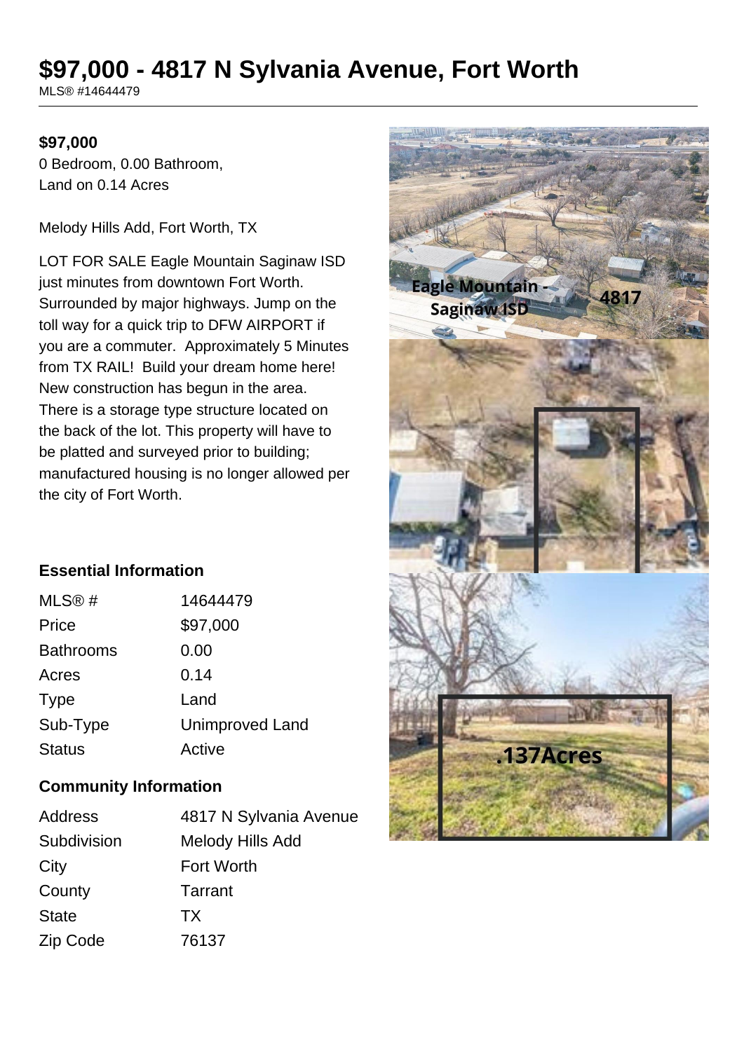# $97,000 - 4817 N Sylvania Avenue, Fort Worth

MLS® #14644479

**$97,000**

0 Bedroom, 0.00 Bathroom,
Land on 0.14 Acres

Melody Hills Add, Fort Worth, TX

LOT FOR SALE Eagle Mountain Saginaw ISD just minutes from downtown Fort Worth. Surrounded by major highways. Jump on the toll way for a quick trip to DFW AIRPORT if you are a commuter. Approximately 5 Minutes from TX RAIL! Build your dream home here! New construction has begun in the area. There is a storage type structure located on the back of the lot. This property will have to be platted and surveyed prior to building; manufactured housing is no longer allowed per the city of Fort Worth.

## Essential Information

| | |
|---|---|
| MLS® # | 14644479 |
| Price | $97,000 |
| Bathrooms | 0.00 |
| Acres | 0.14 |
| Type | Land |
| Sub-Type | Unimproved Land |
| Status | Active |

## Community Information

| | |
|---|---|
| Address | 4817 N Sylvania Avenue |
| Subdivision | Melody Hills Add |
| City | Fort Worth |
| County | Tarrant |
| State | TX |
| Zip Code | 76137 |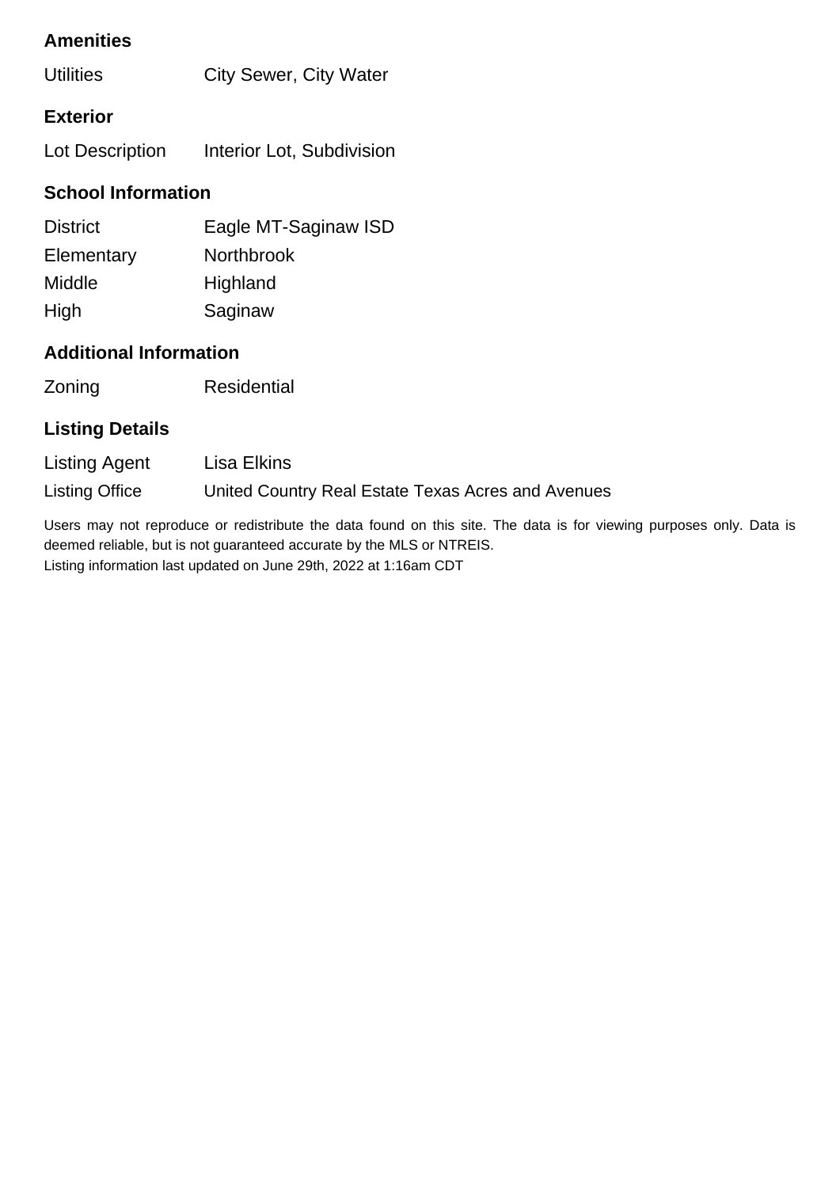### Amenities

| | |
|---|---|
| Utilities | City Sewer, City Water |

### Exterior

| | |
|---|---|
| Lot Description | Interior Lot, Subdivision |

### School Information

| | |
|---|---|
| District | Eagle MT-Saginaw ISD |
| Elementary | Northbrook |
| Middle | Highland |
| High | Saginaw |

### Additional Information

| | |
|---|---|
| Zoning | Residential |

### Listing Details

| | |
|---|---|
| Listing Agent | Lisa Elkins |
| Listing Office | United Country Real Estate Texas Acres and Avenues |

Users may not reproduce or redistribute the data found on this site. The data is for viewing purposes only. Data is deemed reliable, but is not guaranteed accurate by the MLS or NTREIS.
Listing information last updated on June 29th, 2022 at 1:16am CDT